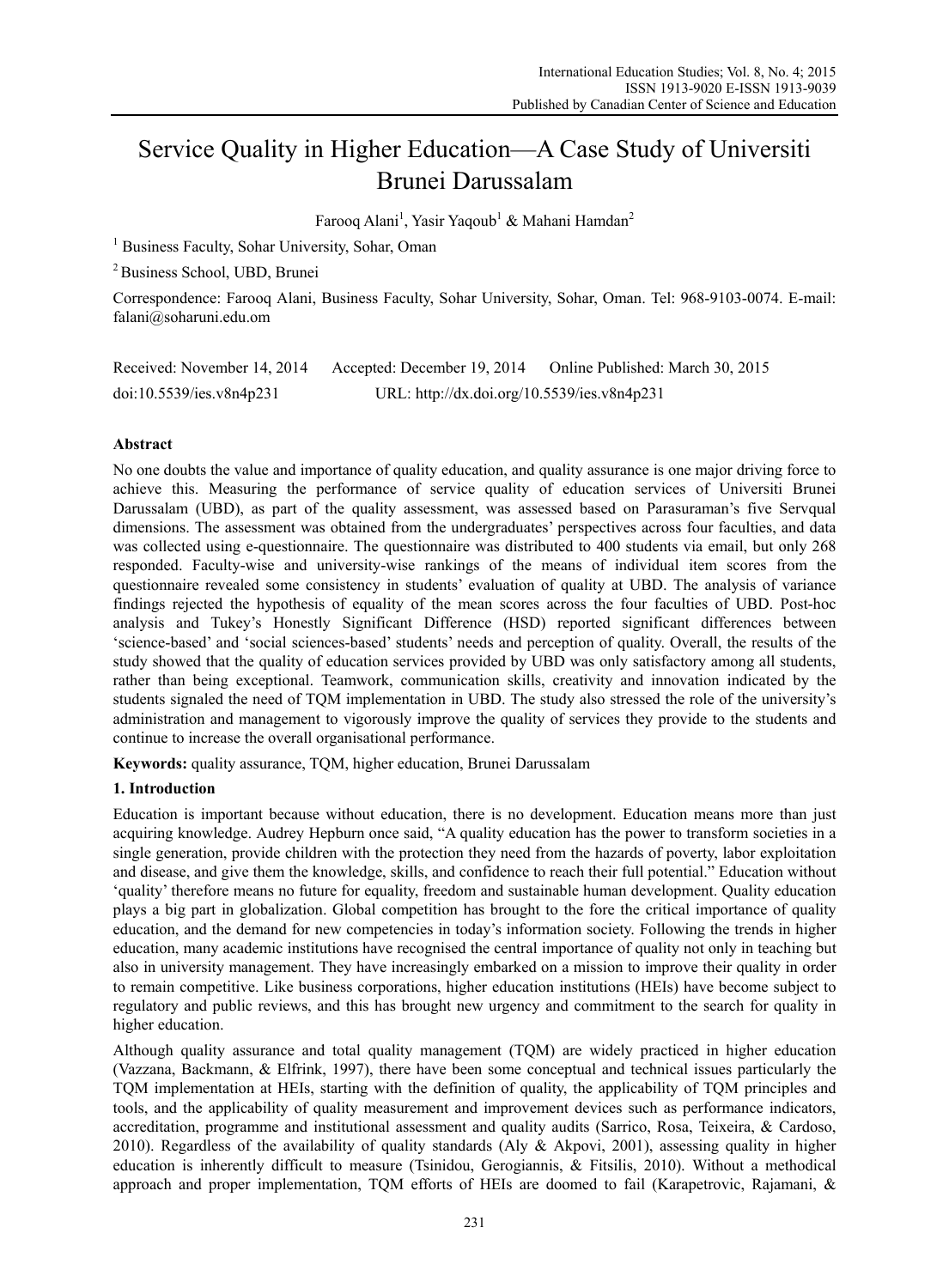# Service Quality in Higher Education—A Case Study of Universiti Brunei Darussalam

Farooq Alani[1], Yasir Yaqoub[1] & Mahani Hamdan[2]

[1] Business Faculty, Sohar University, Sohar, Oman

[2] Business School, UBD, Brunei

Correspondence: Farooq Alani, Business Faculty, Sohar University, Sohar, Oman. Tel: 968-9103-0074. E-mail: falani@soharuni.edu.om

Received: November 14, 2014 Accepted: December 19, 2014 Online Published: March 30, 2015

doi:10.5539/ies.v8n4p231 URL: http://dx.doi.org/10.5539/ies.v8n4p231

## Abstract

No one doubts the value and importance of quality education, and quality assurance is one major driving force to achieve this. Measuring the performance of service quality of education services of Universiti Brunei Darussalam (UBD), as part of the quality assessment, was assessed based on Parasuraman's five Servqual dimensions. The assessment was obtained from the undergraduates' perspectives across four faculties, and data was collected using e-questionnaire. The questionnaire was distributed to 400 students via email, but only 268 responded. Faculty-wise and university-wise rankings of the means of individual item scores from the questionnaire revealed some consistency in students' evaluation of quality at UBD. The analysis of variance findings rejected the hypothesis of equality of the mean scores across the four faculties of UBD. Post-hoc analysis and Tukey's Honestly Significant Difference (HSD) reported significant differences between 'science-based' and 'social sciences-based' students' needs and perception of quality. Overall, the results of the study showed that the quality of education services provided by UBD was only satisfactory among all students, rather than being exceptional. Teamwork, communication skills, creativity and innovation indicated by the students signaled the need of TQM implementation in UBD. The study also stressed the role of the university's administration and management to vigorously improve the quality of services they provide to the students and continue to increase the overall organisational performance.

**Keywords:** quality assurance, TQM, higher education, Brunei Darussalam

## 1. Introduction

Education is important because without education, there is no development. Education means more than just acquiring knowledge. Audrey Hepburn once said, "A quality education has the power to transform societies in a single generation, provide children with the protection they need from the hazards of poverty, labor exploitation and disease, and give them the knowledge, skills, and confidence to reach their full potential." Education without 'quality' therefore means no future for equality, freedom and sustainable human development. Quality education plays a big part in globalization. Global competition has brought to the fore the critical importance of quality education, and the demand for new competencies in today's information society. Following the trends in higher education, many academic institutions have recognised the central importance of quality not only in teaching but also in university management. They have increasingly embarked on a mission to improve their quality in order to remain competitive. Like business corporations, higher education institutions (HEIs) have become subject to regulatory and public reviews, and this has brought new urgency and commitment to the search for quality in higher education.

Although quality assurance and total quality management (TQM) are widely practiced in higher education (Vazzana, Backmann, & Elfrink, 1997), there have been some conceptual and technical issues particularly the TQM implementation at HEIs, starting with the definition of quality, the applicability of TQM principles and tools, and the applicability of quality measurement and improvement devices such as performance indicators, accreditation, programme and institutional assessment and quality audits (Sarrico, Rosa, Teixeira, & Cardoso, 2010). Regardless of the availability of quality standards (Aly & Akpovi, 2001), assessing quality in higher education is inherently difficult to measure (Tsinidou, Gerogiannis, & Fitsilis, 2010). Without a methodical approach and proper implementation, TQM efforts of HEIs are doomed to fail (Karapetrovic, Rajamani, &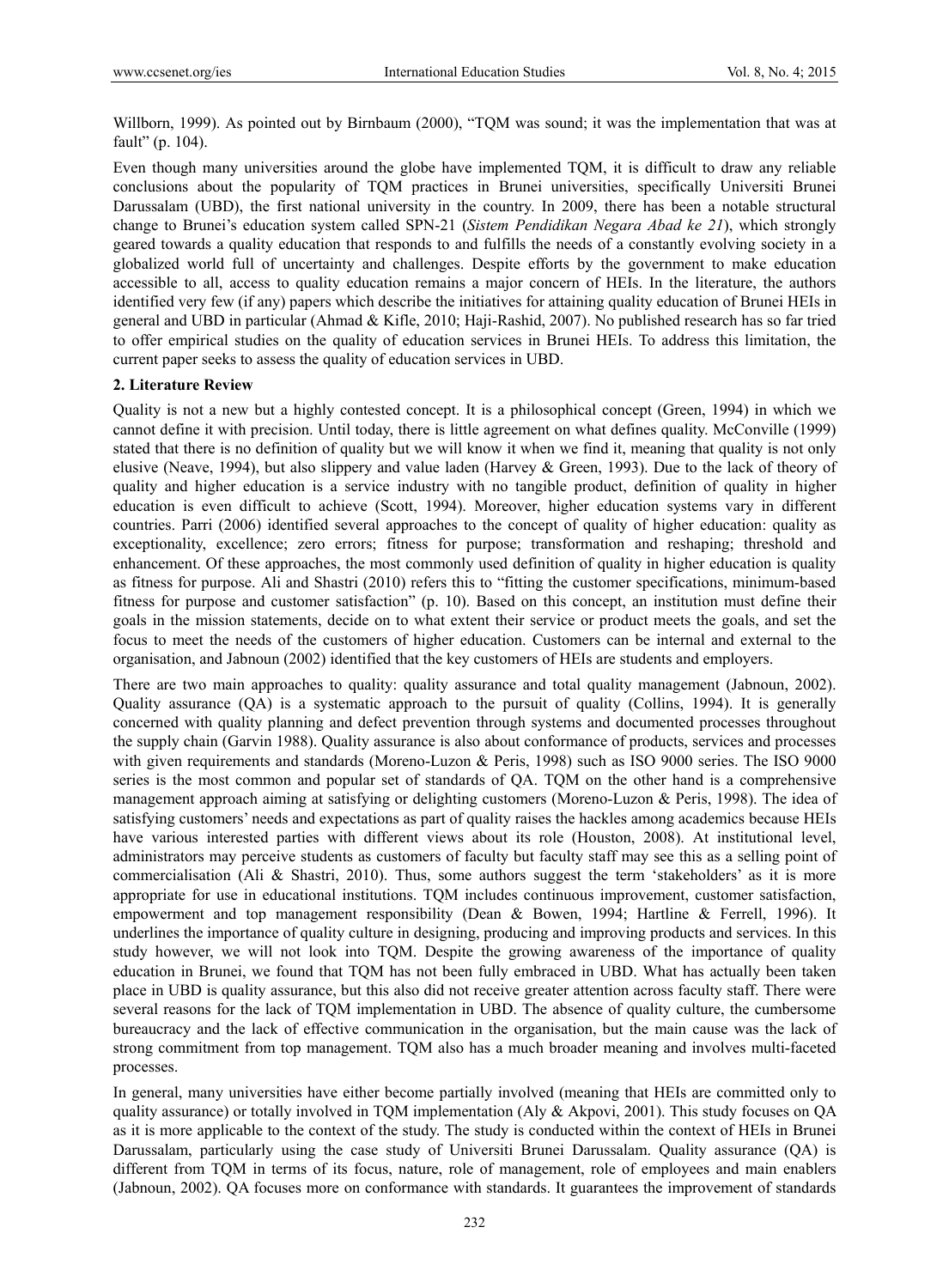Willborn, 1999). As pointed out by Birnbaum (2000), "TQM was sound; it was the implementation that was at fault" (p. 104).

Even though many universities around the globe have implemented TQM, it is difficult to draw any reliable conclusions about the popularity of TQM practices in Brunei universities, specifically Universiti Brunei Darussalam (UBD), the first national university in the country. In 2009, there has been a notable structural change to Brunei's education system called SPN-21 (*Sistem Pendidikan Negara Abad ke 21*), which strongly geared towards a quality education that responds to and fulfills the needs of a constantly evolving society in a globalized world full of uncertainty and challenges. Despite efforts by the government to make education accessible to all, access to quality education remains a major concern of HEIs. In the literature, the authors identified very few (if any) papers which describe the initiatives for attaining quality education of Brunei HEIs in general and UBD in particular (Ahmad & Kifle, 2010; Haji-Rashid, 2007). No published research has so far tried to offer empirical studies on the quality of education services in Brunei HEIs. To address this limitation, the current paper seeks to assess the quality of education services in UBD.

## 2. Literature Review

Quality is not a new but a highly contested concept. It is a philosophical concept (Green, 1994) in which we cannot define it with precision. Until today, there is little agreement on what defines quality. McConville (1999) stated that there is no definition of quality but we will know it when we find it, meaning that quality is not only elusive (Neave, 1994), but also slippery and value laden (Harvey & Green, 1993). Due to the lack of theory of quality and higher education is a service industry with no tangible product, definition of quality in higher education is even difficult to achieve (Scott, 1994). Moreover, higher education systems vary in different countries. Parri (2006) identified several approaches to the concept of quality of higher education: quality as exceptionality, excellence; zero errors; fitness for purpose; transformation and reshaping; threshold and enhancement. Of these approaches, the most commonly used definition of quality in higher education is quality as fitness for purpose. Ali and Shastri (2010) refers this to "fitting the customer specifications, minimum-based fitness for purpose and customer satisfaction" (p. 10). Based on this concept, an institution must define their goals in the mission statements, decide on to what extent their service or product meets the goals, and set the focus to meet the needs of the customers of higher education. Customers can be internal and external to the organisation, and Jabnoun (2002) identified that the key customers of HEIs are students and employers.

There are two main approaches to quality: quality assurance and total quality management (Jabnoun, 2002). Quality assurance (QA) is a systematic approach to the pursuit of quality (Collins, 1994). It is generally concerned with quality planning and defect prevention through systems and documented processes throughout the supply chain (Garvin 1988). Quality assurance is also about conformance of products, services and processes with given requirements and standards (Moreno-Luzon & Peris, 1998) such as ISO 9000 series. The ISO 9000 series is the most common and popular set of standards of QA. TQM on the other hand is a comprehensive management approach aiming at satisfying or delighting customers (Moreno-Luzon & Peris, 1998). The idea of satisfying customers' needs and expectations as part of quality raises the hackles among academics because HEIs have various interested parties with different views about its role (Houston, 2008). At institutional level, administrators may perceive students as customers of faculty but faculty staff may see this as a selling point of commercialisation (Ali & Shastri, 2010). Thus, some authors suggest the term 'stakeholders' as it is more appropriate for use in educational institutions. TQM includes continuous improvement, customer satisfaction, empowerment and top management responsibility (Dean & Bowen, 1994; Hartline & Ferrell, 1996). It underlines the importance of quality culture in designing, producing and improving products and services. In this study however, we will not look into TQM. Despite the growing awareness of the importance of quality education in Brunei, we found that TQM has not been fully embraced in UBD. What has actually been taken place in UBD is quality assurance, but this also did not receive greater attention across faculty staff. There were several reasons for the lack of TQM implementation in UBD. The absence of quality culture, the cumbersome bureaucracy and the lack of effective communication in the organisation, but the main cause was the lack of strong commitment from top management. TQM also has a much broader meaning and involves multi-faceted processes.

In general, many universities have either become partially involved (meaning that HEIs are committed only to quality assurance) or totally involved in TQM implementation (Aly & Akpovi, 2001). This study focuses on QA as it is more applicable to the context of the study. The study is conducted within the context of HEIs in Brunei Darussalam, particularly using the case study of Universiti Brunei Darussalam. Quality assurance (QA) is different from TQM in terms of its focus, nature, role of management, role of employees and main enablers (Jabnoun, 2002). QA focuses more on conformance with standards. It guarantees the improvement of standards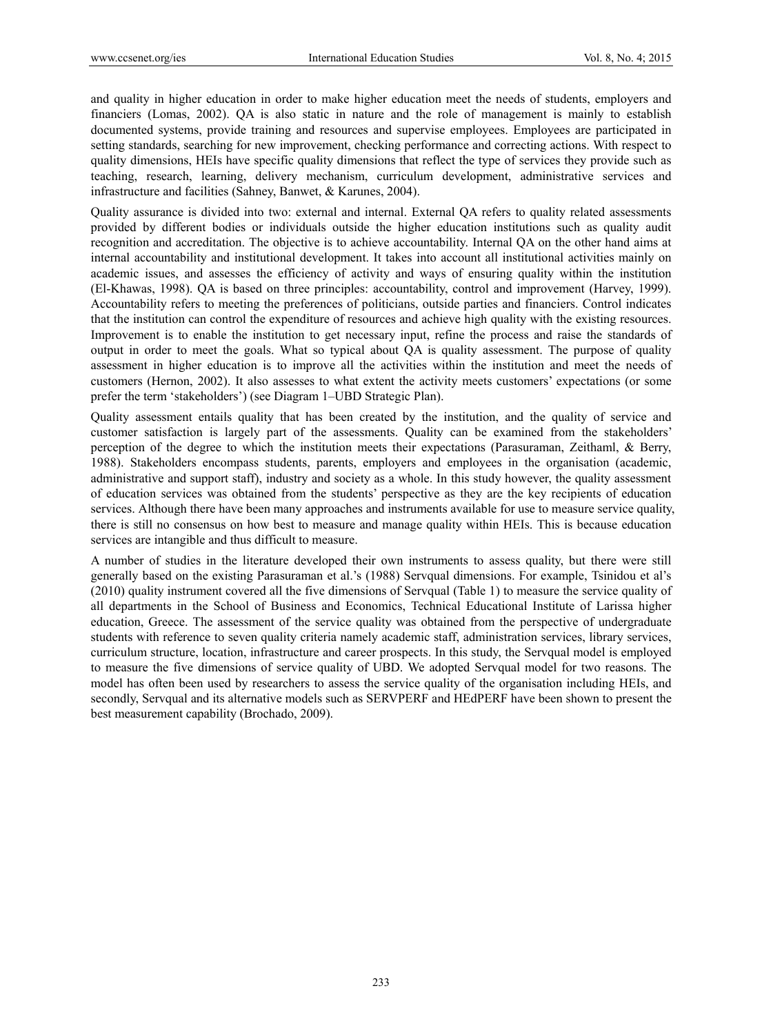and quality in higher education in order to make higher education meet the needs of students, employers and financiers (Lomas, 2002). QA is also static in nature and the role of management is mainly to establish documented systems, provide training and resources and supervise employees. Employees are participated in setting standards, searching for new improvement, checking performance and correcting actions. With respect to quality dimensions, HEIs have specific quality dimensions that reflect the type of services they provide such as teaching, research, learning, delivery mechanism, curriculum development, administrative services and infrastructure and facilities (Sahney, Banwet, & Karunes, 2004).

Quality assurance is divided into two: external and internal. External QA refers to quality related assessments provided by different bodies or individuals outside the higher education institutions such as quality audit recognition and accreditation. The objective is to achieve accountability. Internal QA on the other hand aims at internal accountability and institutional development. It takes into account all institutional activities mainly on academic issues, and assesses the efficiency of activity and ways of ensuring quality within the institution (El-Khawas, 1998). QA is based on three principles: accountability, control and improvement (Harvey, 1999). Accountability refers to meeting the preferences of politicians, outside parties and financiers. Control indicates that the institution can control the expenditure of resources and achieve high quality with the existing resources. Improvement is to enable the institution to get necessary input, refine the process and raise the standards of output in order to meet the goals. What so typical about QA is quality assessment. The purpose of quality assessment in higher education is to improve all the activities within the institution and meet the needs of customers (Hernon, 2002). It also assesses to what extent the activity meets customers' expectations (or some prefer the term 'stakeholders') (see Diagram 1–UBD Strategic Plan).

Quality assessment entails quality that has been created by the institution, and the quality of service and customer satisfaction is largely part of the assessments. Quality can be examined from the stakeholders' perception of the degree to which the institution meets their expectations (Parasuraman, Zeithaml, & Berry, 1988). Stakeholders encompass students, parents, employers and employees in the organisation (academic, administrative and support staff), industry and society as a whole. In this study however, the quality assessment of education services was obtained from the students' perspective as they are the key recipients of education services. Although there have been many approaches and instruments available for use to measure service quality, there is still no consensus on how best to measure and manage quality within HEIs. This is because education services are intangible and thus difficult to measure.

A number of studies in the literature developed their own instruments to assess quality, but there were still generally based on the existing Parasuraman et al.'s (1988) Servqual dimensions. For example, Tsinidou et al's (2010) quality instrument covered all the five dimensions of Servqual (Table 1) to measure the service quality of all departments in the School of Business and Economics, Technical Educational Institute of Larissa higher education, Greece. The assessment of the service quality was obtained from the perspective of undergraduate students with reference to seven quality criteria namely academic staff, administration services, library services, curriculum structure, location, infrastructure and career prospects. In this study, the Servqual model is employed to measure the five dimensions of service quality of UBD. We adopted Servqual model for two reasons. The model has often been used by researchers to assess the service quality of the organisation including HEIs, and secondly, Servqual and its alternative models such as SERVPERF and HEdPERF have been shown to present the best measurement capability (Brochado, 2009).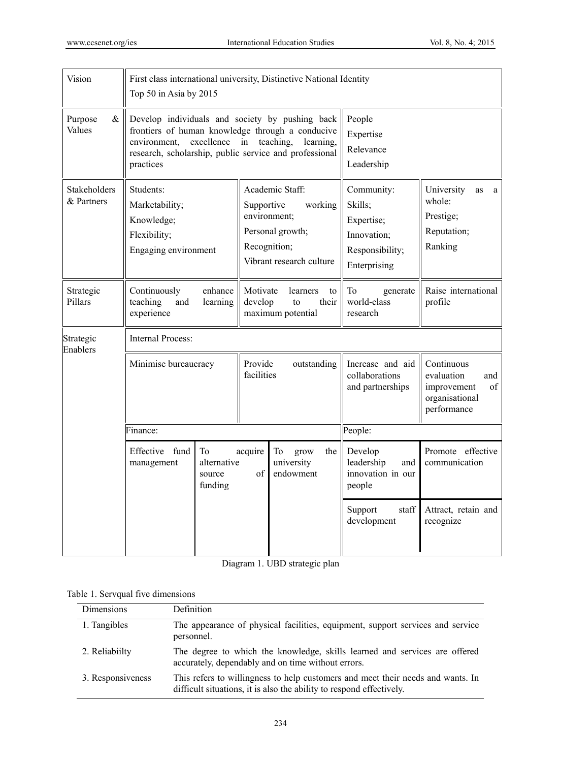| Vision | First class international university, Distinctive National Identity<br>Top 50 in Asia by 2015 | | | | | |
|---|---|---|---|---|---|---|
| Purpose & Values | Develop individuals and society by pushing back frontiers of human knowledge through a conducive environment, excellence in teaching, learning, research, scholarship, public service and professional practices | | | | People<br>Expertise<br>Relevance<br>Leadership | |
| Stakeholders & Partners | Students:<br>Marketability;<br>Knowledge;<br>Flexibility;<br>Engaging environment | | Academic Staff:<br>Supportive working environment;<br>Personal growth;<br>Recognition;<br>Vibrant research culture | | Community:<br>Skills;<br>Expertise;<br>Innovation;<br>Responsibility;<br>Enterprising | University as a whole:<br>Prestige;<br>Reputation;<br>Ranking |
| Strategic Pillars | Continuously enhance teaching and learning experience | | Motivate learners to develop to their maximum potential | | To generate world-class research | Raise international profile |
| Strategic Enablers | Internal Process: | | | | | |
| | Minimise bureaucracy | | Provide outstanding facilities | | Increase and aid collaborations and partnerships | Continuous evaluation and improvement of organisational performance |
| | Finance: | | | | People: | |
| | Effective fund management | To acquire alternative source of funding | | To grow the university endowment | Develop leadership and innovation in our people | Promote effective communication |
| | | | | | Support staff development | Attract, retain and recognize |

Diagram 1. UBD strategic plan

Table 1. Servqual five dimensions

| Dimensions | Definition |
|---|---|
| 1. Tangibles | The appearance of physical facilities, equipment, support services and service personnel. |
| 2. Reliabiilty | The degree to which the knowledge, skills learned and services are offered accurately, dependably and on time without errors. |
| 3. Responsiveness | This refers to willingness to help customers and meet their needs and wants. In difficult situations, it is also the ability to respond effectively. |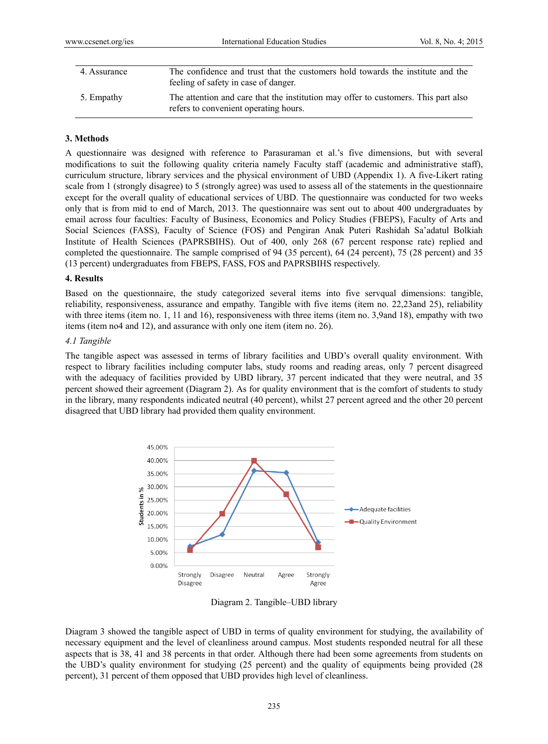| | |
|---|---|
| 4. Assurance | The confidence and trust that the customers hold towards the institute and the feeling of safety in case of danger. |
| 5. Empathy | The attention and care that the institution may offer to customers. This part also refers to convenient operating hours. |

### 3. Methods

A questionnaire was designed with reference to Parasuraman et al.'s five dimensions, but with several modifications to suit the following quality criteria namely Faculty staff (academic and administrative staff), curriculum structure, library services and the physical environment of UBD (Appendix 1). A five-Likert rating scale from 1 (strongly disagree) to 5 (strongly agree) was used to assess all of the statements in the questionnaire except for the overall quality of educational services of UBD. The questionnaire was conducted for two weeks only that is from mid to end of March, 2013. The questionnaire was sent out to about 400 undergraduates by email across four faculties: Faculty of Business, Economics and Policy Studies (FBEPS), Faculty of Arts and Social Sciences (FASS), Faculty of Science (FOS) and Pengiran Anak Puteri Rashidah Sa'adatul Bolkiah Institute of Health Sciences (PAPRSBIHS). Out of 400, only 268 (67 percent response rate) replied and completed the questionnaire. The sample comprised of 94 (35 percent), 64 (24 percent), 75 (28 percent) and 35 (13 percent) undergraduates from FBEPS, FASS, FOS and PAPRSBIHS respectively.

### 4. Results

Based on the questionnaire, the study categorized several items into five servqual dimensions: tangible, reliability, responsiveness, assurance and empathy. Tangible with five items (item no. 22,23and 25), reliability with three items (item no. 1, 11 and 16), responsiveness with three items (item no. 3,9and 18), empathy with two items (item no4 and 12), and assurance with only one item (item no. 26).

#### *4.1 Tangible*

The tangible aspect was assessed in terms of library facilities and UBD's overall quality environment. With respect to library facilities including computer labs, study rooms and reading areas, only 7 percent disagreed with the adequacy of facilities provided by UBD library, 37 percent indicated that they were neutral, and 35 percent showed their agreement (Diagram 2). As for quality environment that is the comfort of students to study in the library, many respondents indicated neutral (40 percent), whilst 27 percent agreed and the other 20 percent disagreed that UBD library had provided them quality environment.

Diagram 2. Tangible–UBD library

Diagram 3 showed the tangible aspect of UBD in terms of quality environment for studying, the availability of necessary equipment and the level of cleanliness around campus. Most students responded neutral for all these aspects that is 38, 41 and 38 percents in that order. Although there had been some agreements from students on the UBD's quality environment for studying (25 percent) and the quality of equipments being provided (28 percent), 31 percent of them opposed that UBD provides high level of cleanliness.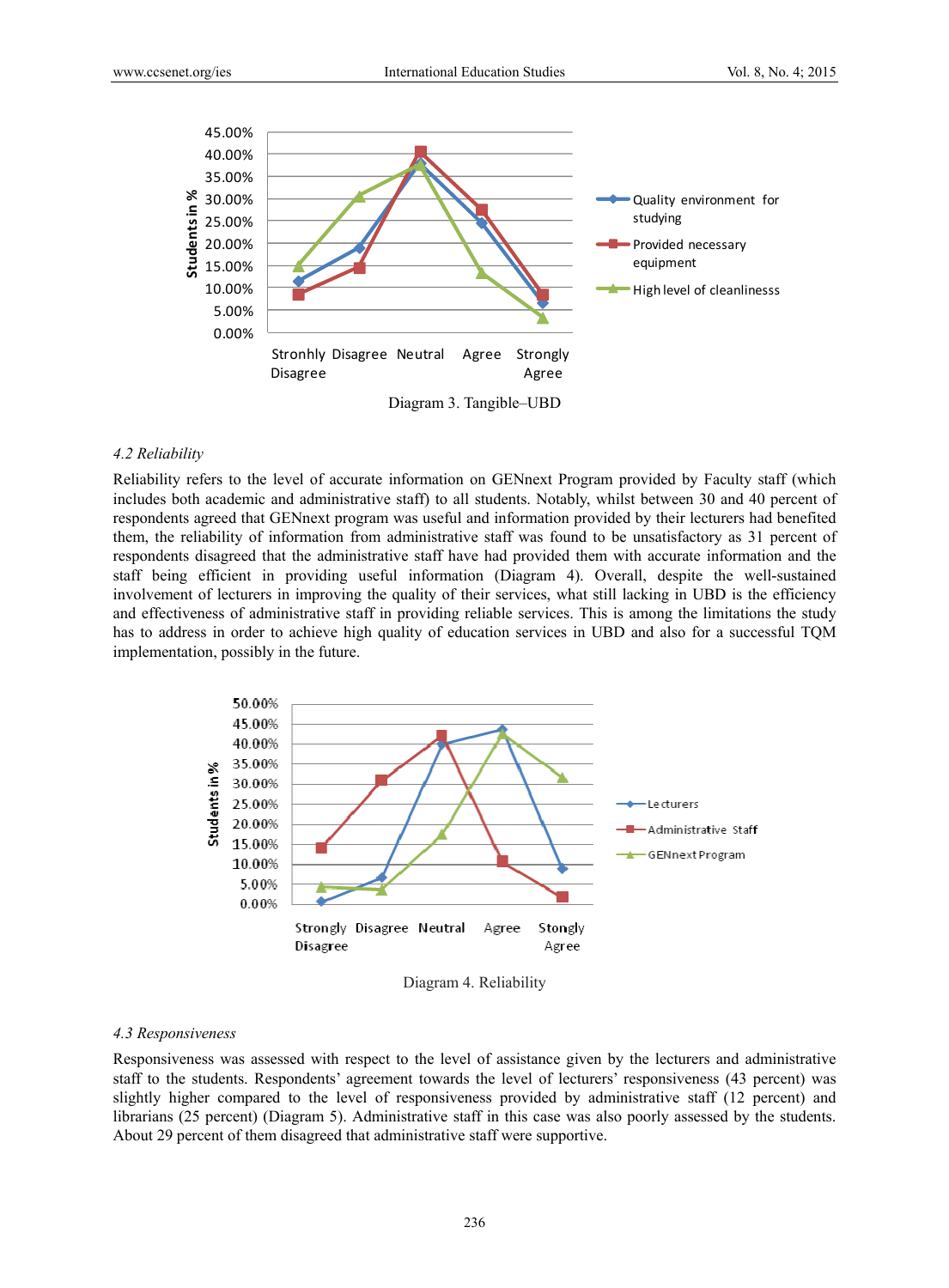Diagram 3. Tangible–UBD

### 4.2 Reliability

Reliability refers to the level of accurate information on GENnext Program provided by Faculty staff (which includes both academic and administrative staff) to all students. Notably, whilst between 30 and 40 percent of respondents agreed that GENnext program was useful and information provided by their lecturers had benefited them, the reliability of information from administrative staff was found to be unsatisfactory as 31 percent of respondents disagreed that the administrative staff have had provided them with accurate information and the staff being efficient in providing useful information (Diagram 4). Overall, despite the well-sustained involvement of lecturers in improving the quality of their services, what still lacking in UBD is the efficiency and effectiveness of administrative staff in providing reliable services. This is among the limitations the study has to address in order to achieve high quality of education services in UBD and also for a successful TQM implementation, possibly in the future.

Diagram 4. Reliability

### 4.3 Responsiveness

Responsiveness was assessed with respect to the level of assistance given by the lecturers and administrative staff to the students. Respondents' agreement towards the level of lecturers' responsiveness (43 percent) was slightly higher compared to the level of responsiveness provided by administrative staff (12 percent) and librarians (25 percent) (Diagram 5). Administrative staff in this case was also poorly assessed by the students. About 29 percent of them disagreed that administrative staff were supportive.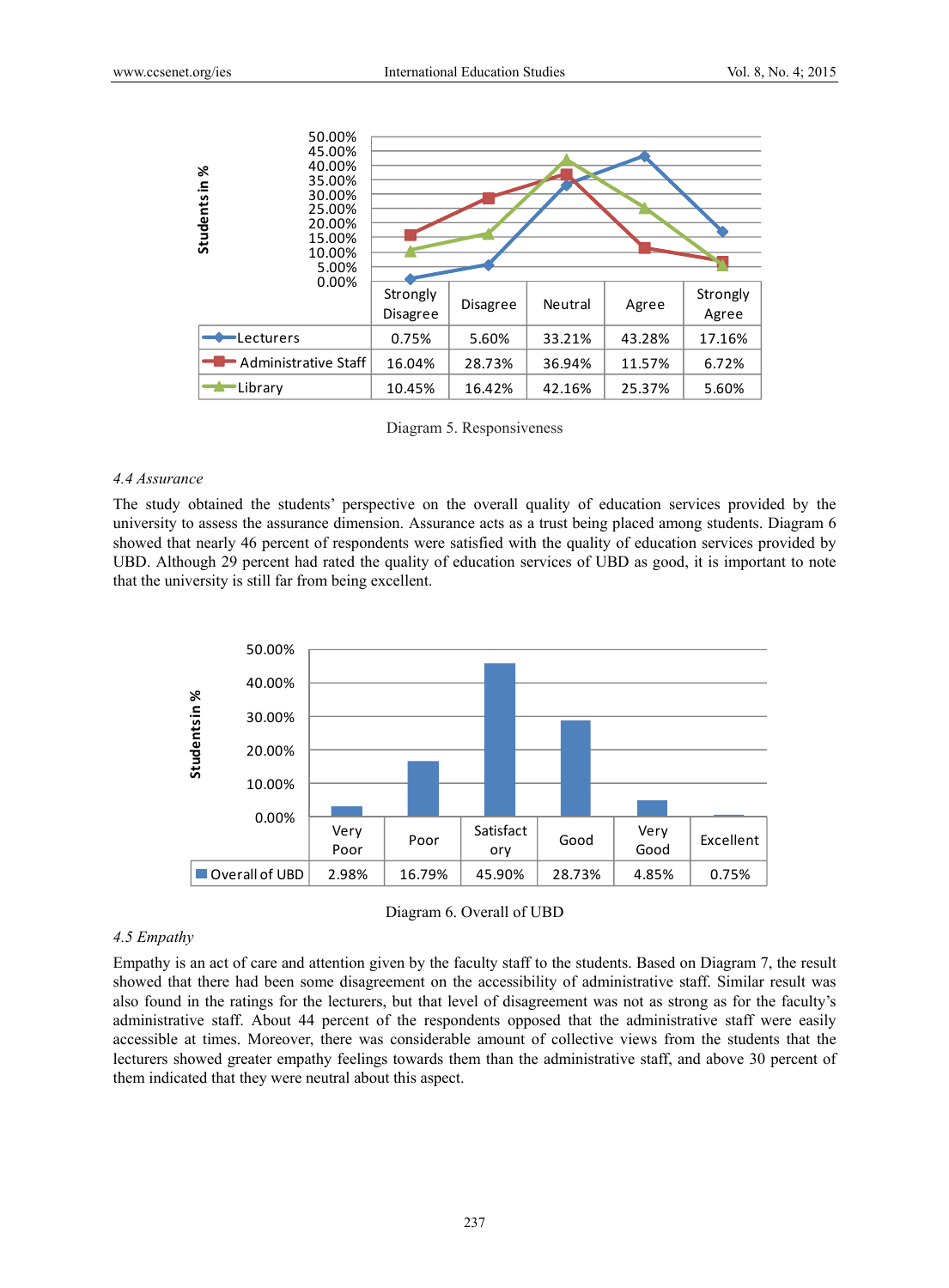| | Strongly Disagree | Disagree | Neutral | Agree | Strongly Agree |
|---|---|---|---|---|---|
| Lecturers | 0.75% | 5.60% | 33.21% | 43.28% | 17.16% |
| Administrative Staff | 16.04% | 28.73% | 36.94% | 11.57% | 6.72% |
| Library | 10.45% | 16.42% | 42.16% | 25.37% | 5.60% |

Diagram 5. Responsiveness

### *4.4 Assurance*

The study obtained the students' perspective on the overall quality of education services provided by the university to assess the assurance dimension. Assurance acts as a trust being placed among students. Diagram 6 showed that nearly 46 percent of respondents were satisfied with the quality of education services provided by UBD. Although 29 percent had rated the quality of education services of UBD as good, it is important to note that the university is still far from being excellent.

| | Very Poor | Poor | Satisfactory | Good | Very Good | Excellent |
|---|---|---|---|---|---|---|
| Overall of UBD | 2.98% | 16.79% | 45.90% | 28.73% | 4.85% | 0.75% |

Diagram 6. Overall of UBD

### *4.5 Empathy*

Empathy is an act of care and attention given by the faculty staff to the students. Based on Diagram 7, the result showed that there had been some disagreement on the accessibility of administrative staff. Similar result was also found in the ratings for the lecturers, but that level of disagreement was not as strong as for the faculty's administrative staff. About 44 percent of the respondents opposed that the administrative staff were easily accessible at times. Moreover, there was considerable amount of collective views from the students that the lecturers showed greater empathy feelings towards them than the administrative staff, and above 30 percent of them indicated that they were neutral about this aspect.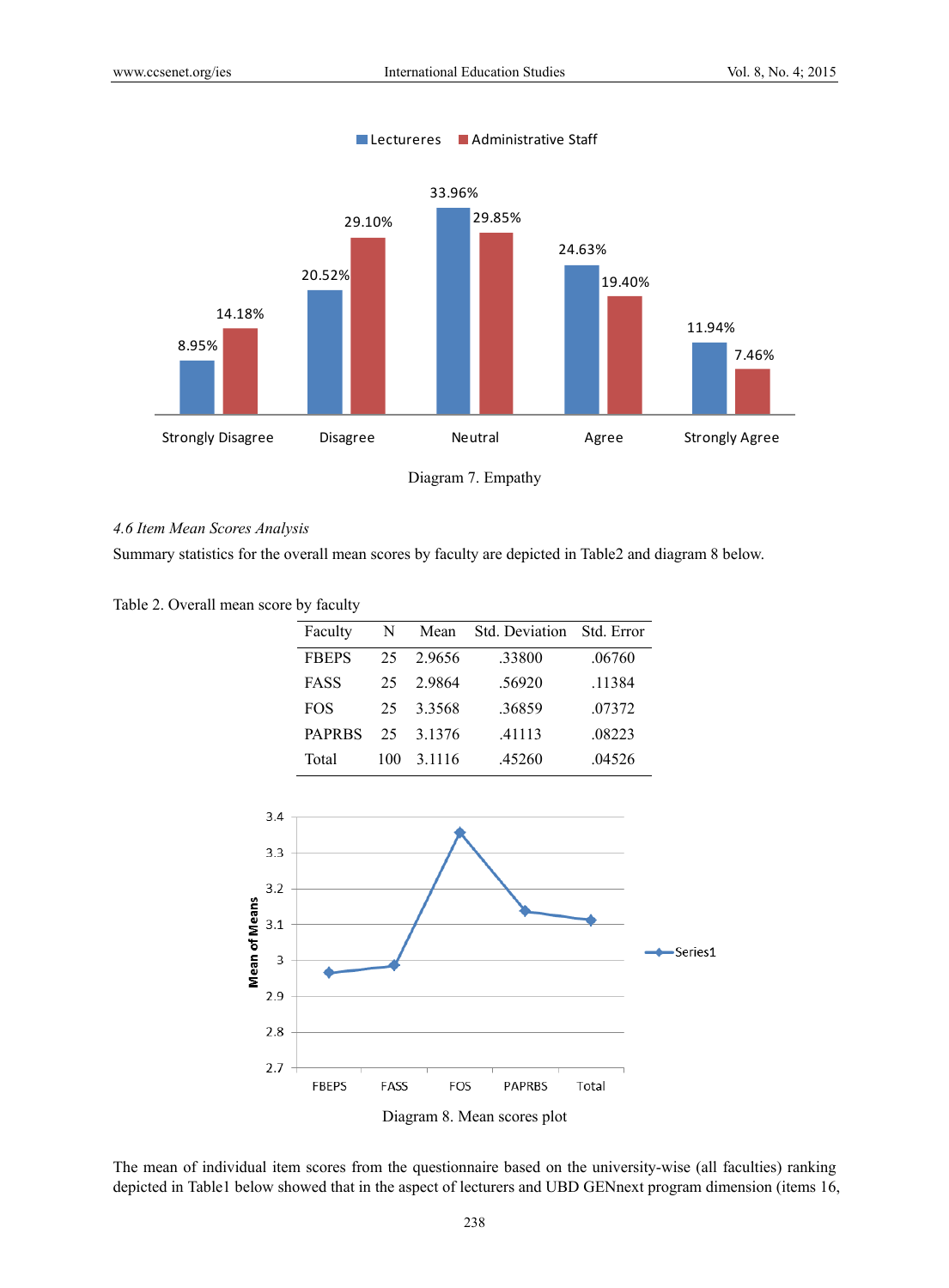Diagram 7. Empathy

*4.6 Item Mean Scores Analysis*

Summary statistics for the overall mean scores by faculty are depicted in Table2 and diagram 8 below.

Table 2. Overall mean score by faculty

| Faculty | N | Mean | Std. Deviation | Std. Error |
|---|---|---|---|---|
| FBEPS | 25 | 2.9656 | .33800 | .06760 |
| FASS | 25 | 2.9864 | .56920 | .11384 |
| FOS | 25 | 3.3568 | .36859 | .07372 |
| PAPRBS | 25 | 3.1376 | .41113 | .08223 |
| Total | 100 | 3.1116 | .45260 | .04526 |

Diagram 8. Mean scores plot

The mean of individual item scores from the questionnaire based on the university-wise (all faculties) ranking depicted in Table1 below showed that in the aspect of lecturers and UBD GENnext program dimension (items 16,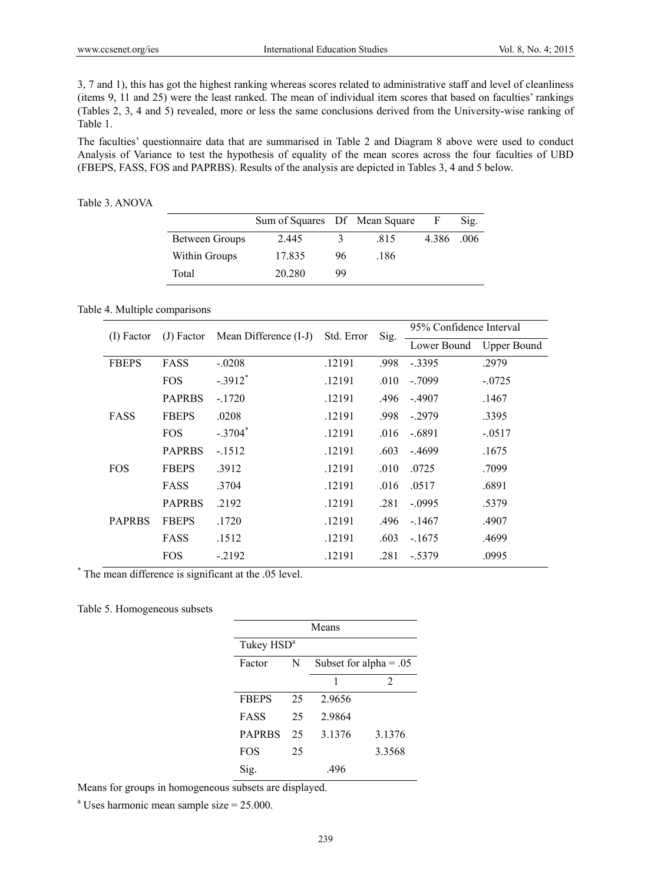3, 7 and 1), this has got the highest ranking whereas scores related to administrative staff and level of cleanliness (items 9, 11 and 25) were the least ranked. The mean of individual item scores that based on faculties' rankings (Tables 2, 3, 4 and 5) revealed, more or less the same conclusions derived from the University-wise ranking of Table 1.

The faculties' questionnaire data that are summarised in Table 2 and Diagram 8 above were used to conduct Analysis of Variance to test the hypothesis of equality of the mean scores across the four faculties of UBD (FBEPS, FASS, FOS and PAPRBS). Results of the analysis are depicted in Tables 3, 4 and 5 below.

Table 3. ANOVA

| | Sum of Squares | Df | Mean Square | F | Sig. |
|---|---|---|---|---|---|
| Between Groups | 2.445 | 3 | .815 | 4.386 | .006 |
| Within Groups | 17.835 | 96 | .186 | | |
| Total | 20.280 | 99 | | | |

Table 4. Multiple comparisons

| (I) Factor | (J) Factor | Mean Difference (I-J) | Std. Error | Sig. | 95% Confidence Interval | |
|---|---|---|---|---|---|---|
| | | | | | Lower Bound | Upper Bound |
| FBEPS | FASS | -.0208 | .12191 | .998 | -.3395 | .2979 |
| | FOS | -.3912* | .12191 | .010 | -.7099 | -.0725 |
| | PAPRBS | -.1720 | .12191 | .496 | -.4907 | .1467 |
| FASS | FBEPS | .0208 | .12191 | .998 | -.2979 | .3395 |
| | FOS | -.3704* | .12191 | .016 | -.6891 | -.0517 |
| | PAPRBS | -.1512 | .12191 | .603 | -.4699 | .1675 |
| FOS | FBEPS | .3912 | .12191 | .010 | .0725 | .7099 |
| | FASS | .3704 | .12191 | .016 | .0517 | .6891 |
| | PAPRBS | .2192 | .12191 | .281 | -.0995 | .5379 |
| PAPRBS | FBEPS | .1720 | .12191 | .496 | -.1467 | .4907 |
| | FASS | .1512 | .12191 | .603 | -.1675 | .4699 |
| | FOS | -.2192 | .12191 | .281 | -.5379 | .0995 |

* The mean difference is significant at the .05 level.

Table 5. Homogeneous subsets

| Means | | | |
|---|---|---|---|
| Tukey HSD[a] | | | |
| Factor | N | Subset for alpha = .05 | |
| | | 1 | 2 |
| FBEPS | 25 | 2.9656 | |
| FASS | 25 | 2.9864 | |
| PAPRBS | 25 | 3.1376 | 3.1376 |
| FOS | 25 | | 3.3568 |
| Sig. | | .496 | |

Means for groups in homogeneous subsets are displayed.

[a] Uses harmonic mean sample size = 25.000.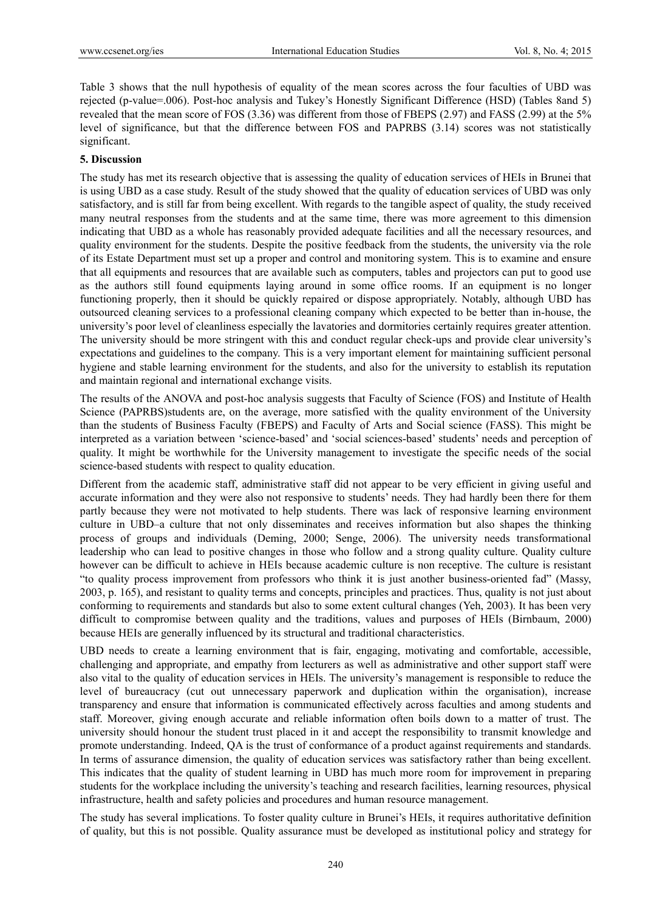Table 3 shows that the null hypothesis of equality of the mean scores across the four faculties of UBD was rejected (p-value=.006). Post-hoc analysis and Tukey's Honestly Significant Difference (HSD) (Tables 8and 5) revealed that the mean score of FOS (3.36) was different from those of FBEPS (2.97) and FASS (2.99) at the 5% level of significance, but that the difference between FOS and PAPRBS (3.14) scores was not statistically significant.

## 5. Discussion

The study has met its research objective that is assessing the quality of education services of HEIs in Brunei that is using UBD as a case study. Result of the study showed that the quality of education services of UBD was only satisfactory, and is still far from being excellent. With regards to the tangible aspect of quality, the study received many neutral responses from the students and at the same time, there was more agreement to this dimension indicating that UBD as a whole has reasonably provided adequate facilities and all the necessary resources, and quality environment for the students. Despite the positive feedback from the students, the university via the role of its Estate Department must set up a proper and control and monitoring system. This is to examine and ensure that all equipments and resources that are available such as computers, tables and projectors can put to good use as the authors still found equipments laying around in some office rooms. If an equipment is no longer functioning properly, then it should be quickly repaired or dispose appropriately. Notably, although UBD has outsourced cleaning services to a professional cleaning company which expected to be better than in-house, the university's poor level of cleanliness especially the lavatories and dormitories certainly requires greater attention. The university should be more stringent with this and conduct regular check-ups and provide clear university's expectations and guidelines to the company. This is a very important element for maintaining sufficient personal hygiene and stable learning environment for the students, and also for the university to establish its reputation and maintain regional and international exchange visits.

The results of the ANOVA and post-hoc analysis suggests that Faculty of Science (FOS) and Institute of Health Science (PAPRBS)students are, on the average, more satisfied with the quality environment of the University than the students of Business Faculty (FBEPS) and Faculty of Arts and Social science (FASS). This might be interpreted as a variation between 'science-based' and 'social sciences-based' students' needs and perception of quality. It might be worthwhile for the University management to investigate the specific needs of the social science-based students with respect to quality education.

Different from the academic staff, administrative staff did not appear to be very efficient in giving useful and accurate information and they were also not responsive to students' needs. They had hardly been there for them partly because they were not motivated to help students. There was lack of responsive learning environment culture in UBD–a culture that not only disseminates and receives information but also shapes the thinking process of groups and individuals (Deming, 2000; Senge, 2006). The university needs transformational leadership who can lead to positive changes in those who follow and a strong quality culture. Quality culture however can be difficult to achieve in HEIs because academic culture is non receptive. The culture is resistant "to quality process improvement from professors who think it is just another business-oriented fad" (Massy, 2003, p. 165), and resistant to quality terms and concepts, principles and practices. Thus, quality is not just about conforming to requirements and standards but also to some extent cultural changes (Yeh, 2003). It has been very difficult to compromise between quality and the traditions, values and purposes of HEIs (Birnbaum, 2000) because HEIs are generally influenced by its structural and traditional characteristics.

UBD needs to create a learning environment that is fair, engaging, motivating and comfortable, accessible, challenging and appropriate, and empathy from lecturers as well as administrative and other support staff were also vital to the quality of education services in HEIs. The university's management is responsible to reduce the level of bureaucracy (cut out unnecessary paperwork and duplication within the organisation), increase transparency and ensure that information is communicated effectively across faculties and among students and staff. Moreover, giving enough accurate and reliable information often boils down to a matter of trust. The university should honour the student trust placed in it and accept the responsibility to transmit knowledge and promote understanding. Indeed, QA is the trust of conformance of a product against requirements and standards. In terms of assurance dimension, the quality of education services was satisfactory rather than being excellent. This indicates that the quality of student learning in UBD has much more room for improvement in preparing students for the workplace including the university's teaching and research facilities, learning resources, physical infrastructure, health and safety policies and procedures and human resource management.

The study has several implications. To foster quality culture in Brunei's HEIs, it requires authoritative definition of quality, but this is not possible. Quality assurance must be developed as institutional policy and strategy for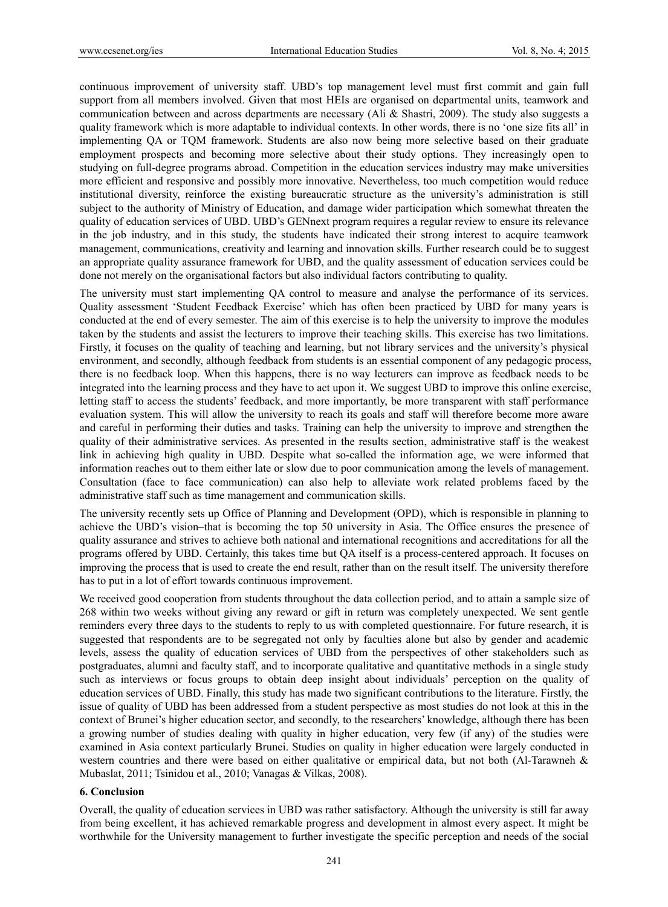continuous improvement of university staff. UBD's top management level must first commit and gain full support from all members involved. Given that most HEIs are organised on departmental units, teamwork and communication between and across departments are necessary (Ali & Shastri, 2009). The study also suggests a quality framework which is more adaptable to individual contexts. In other words, there is no 'one size fits all' in implementing QA or TQM framework. Students are also now being more selective based on their graduate employment prospects and becoming more selective about their study options. They increasingly open to studying on full-degree programs abroad. Competition in the education services industry may make universities more efficient and responsive and possibly more innovative. Nevertheless, too much competition would reduce institutional diversity, reinforce the existing bureaucratic structure as the university's administration is still subject to the authority of Ministry of Education, and damage wider participation which somewhat threaten the quality of education services of UBD. UBD's GENnext program requires a regular review to ensure its relevance in the job industry, and in this study, the students have indicated their strong interest to acquire teamwork management, communications, creativity and learning and innovation skills. Further research could be to suggest an appropriate quality assurance framework for UBD, and the quality assessment of education services could be done not merely on the organisational factors but also individual factors contributing to quality.

The university must start implementing QA control to measure and analyse the performance of its services. Quality assessment 'Student Feedback Exercise' which has often been practiced by UBD for many years is conducted at the end of every semester. The aim of this exercise is to help the university to improve the modules taken by the students and assist the lecturers to improve their teaching skills. This exercise has two limitations. Firstly, it focuses on the quality of teaching and learning, but not library services and the university's physical environment, and secondly, although feedback from students is an essential component of any pedagogic process, there is no feedback loop. When this happens, there is no way lecturers can improve as feedback needs to be integrated into the learning process and they have to act upon it. We suggest UBD to improve this online exercise, letting staff to access the students' feedback, and more importantly, be more transparent with staff performance evaluation system. This will allow the university to reach its goals and staff will therefore become more aware and careful in performing their duties and tasks. Training can help the university to improve and strengthen the quality of their administrative services. As presented in the results section, administrative staff is the weakest link in achieving high quality in UBD. Despite what so-called the information age, we were informed that information reaches out to them either late or slow due to poor communication among the levels of management. Consultation (face to face communication) can also help to alleviate work related problems faced by the administrative staff such as time management and communication skills.

The university recently sets up Office of Planning and Development (OPD), which is responsible in planning to achieve the UBD's vision–that is becoming the top 50 university in Asia. The Office ensures the presence of quality assurance and strives to achieve both national and international recognitions and accreditations for all the programs offered by UBD. Certainly, this takes time but QA itself is a process-centered approach. It focuses on improving the process that is used to create the end result, rather than on the result itself. The university therefore has to put in a lot of effort towards continuous improvement.

We received good cooperation from students throughout the data collection period, and to attain a sample size of 268 within two weeks without giving any reward or gift in return was completely unexpected. We sent gentle reminders every three days to the students to reply to us with completed questionnaire. For future research, it is suggested that respondents are to be segregated not only by faculties alone but also by gender and academic levels, assess the quality of education services of UBD from the perspectives of other stakeholders such as postgraduates, alumni and faculty staff, and to incorporate qualitative and quantitative methods in a single study such as interviews or focus groups to obtain deep insight about individuals' perception on the quality of education services of UBD. Finally, this study has made two significant contributions to the literature. Firstly, the issue of quality of UBD has been addressed from a student perspective as most studies do not look at this in the context of Brunei's higher education sector, and secondly, to the researchers' knowledge, although there has been a growing number of studies dealing with quality in higher education, very few (if any) of the studies were examined in Asia context particularly Brunei. Studies on quality in higher education were largely conducted in western countries and there were based on either qualitative or empirical data, but not both (Al-Tarawneh & Mubaslat, 2011; Tsinidou et al., 2010; Vanagas & Vilkas, 2008).

## 6. Conclusion

Overall, the quality of education services in UBD was rather satisfactory. Although the university is still far away from being excellent, it has achieved remarkable progress and development in almost every aspect. It might be worthwhile for the University management to further investigate the specific perception and needs of the social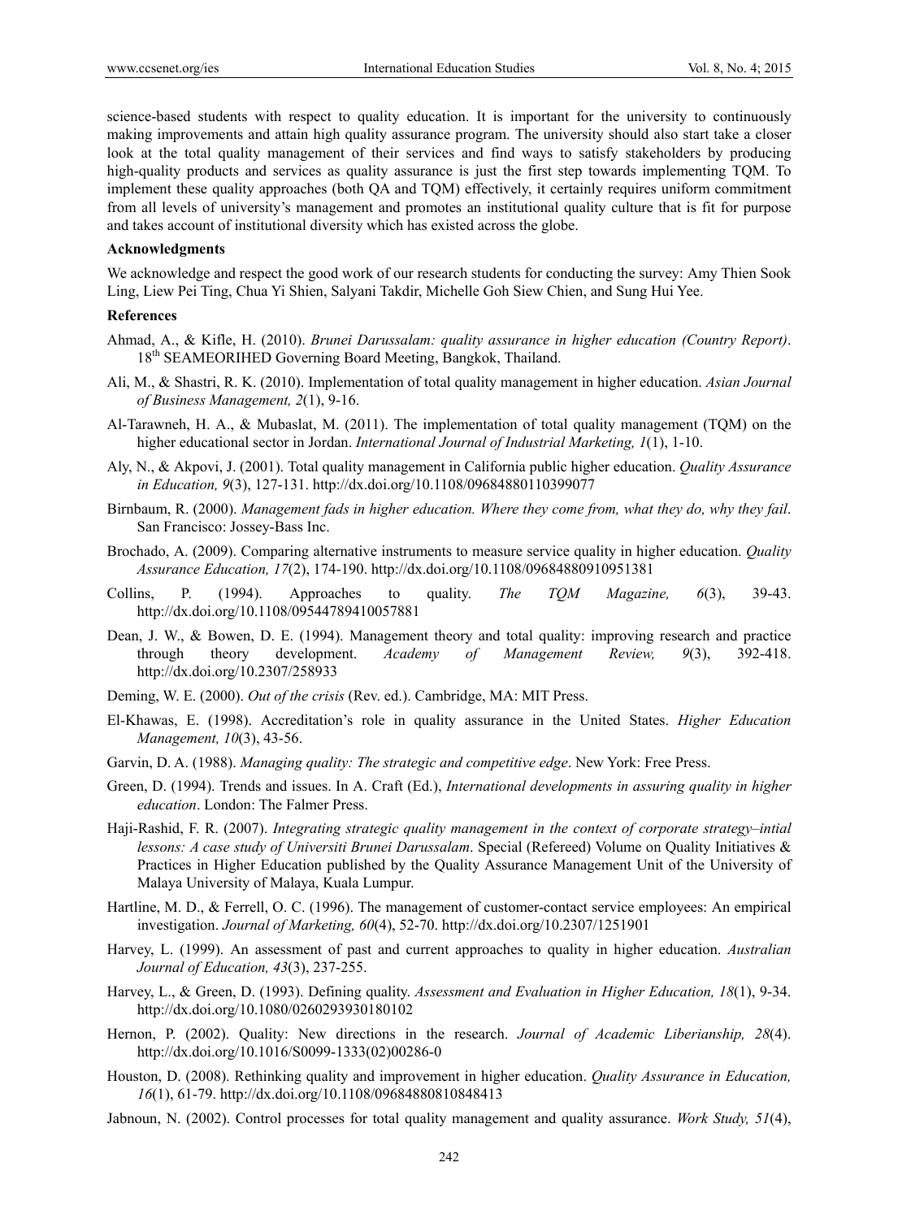science-based students with respect to quality education. It is important for the university to continuously making improvements and attain high quality assurance program. The university should also start take a closer look at the total quality management of their services and find ways to satisfy stakeholders by producing high-quality products and services as quality assurance is just the first step towards implementing TQM. To implement these quality approaches (both QA and TQM) effectively, it certainly requires uniform commitment from all levels of university's management and promotes an institutional quality culture that is fit for purpose and takes account of institutional diversity which has existed across the globe.

## Acknowledgments

We acknowledge and respect the good work of our research students for conducting the survey: Amy Thien Sook Ling, Liew Pei Ting, Chua Yi Shien, Salyani Takdir, Michelle Goh Siew Chien, and Sung Hui Yee.

## References

Ahmad, A., & Kifle, H. (2010). *Brunei Darussalam: quality assurance in higher education (Country Report)*. 18th SEAMEORIHED Governing Board Meeting, Bangkok, Thailand.

Ali, M., & Shastri, R. K. (2010). Implementation of total quality management in higher education. *Asian Journal of Business Management, 2*(1), 9-16.

Al-Tarawneh, H. A., & Mubaslat, M. (2011). The implementation of total quality management (TQM) on the higher educational sector in Jordan. *International Journal of Industrial Marketing, 1*(1), 1-10.

Aly, N., & Akpovi, J. (2001). Total quality management in California public higher education. *Quality Assurance in Education, 9*(3), 127-131. http://dx.doi.org/10.1108/09684880110399077

Birnbaum, R. (2000). *Management fads in higher education. Where they come from, what they do, why they fail*. San Francisco: Jossey-Bass Inc.

Brochado, A. (2009). Comparing alternative instruments to measure service quality in higher education. *Quality Assurance Education, 17*(2), 174-190. http://dx.doi.org/10.1108/09684880910951381

Collins, P. (1994). Approaches to quality. *The TQM Magazine, 6*(3), 39-43. http://dx.doi.org/10.1108/09544789410057881

Dean, J. W., & Bowen, D. E. (1994). Management theory and total quality: improving research and practice through theory development. *Academy of Management Review, 9*(3), 392-418. http://dx.doi.org/10.2307/258933

Deming, W. E. (2000). *Out of the crisis* (Rev. ed.). Cambridge, MA: MIT Press.

El-Khawas, E. (1998). Accreditation's role in quality assurance in the United States. *Higher Education Management, 10*(3), 43-56.

Garvin, D. A. (1988). *Managing quality: The strategic and competitive edge*. New York: Free Press.

Green, D. (1994). Trends and issues. In A. Craft (Ed.), *International developments in assuring quality in higher education*. London: The Falmer Press.

Haji-Rashid, F. R. (2007). *Integrating strategic quality management in the context of corporate strategy–intial lessons: A case study of Universiti Brunei Darussalam*. Special (Refereed) Volume on Quality Initiatives & Practices in Higher Education published by the Quality Assurance Management Unit of the University of Malaya University of Malaya, Kuala Lumpur.

Hartline, M. D., & Ferrell, O. C. (1996). The management of customer-contact service employees: An empirical investigation. *Journal of Marketing, 60*(4), 52-70. http://dx.doi.org/10.2307/1251901

Harvey, L. (1999). An assessment of past and current approaches to quality in higher education. *Australian Journal of Education, 43*(3), 237-255.

Harvey, L., & Green, D. (1993). Defining quality. *Assessment and Evaluation in Higher Education, 18*(1), 9-34. http://dx.doi.org/10.1080/0260293930180102

Hernon, P. (2002). Quality: New directions in the research. *Journal of Academic Liberianship, 28*(4). http://dx.doi.org/10.1016/S0099-1333(02)00286-0

Houston, D. (2008). Rethinking quality and improvement in higher education. *Quality Assurance in Education, 16*(1), 61-79. http://dx.doi.org/10.1108/09684880810848413

Jabnoun, N. (2002). Control processes for total quality management and quality assurance. *Work Study, 51*(4),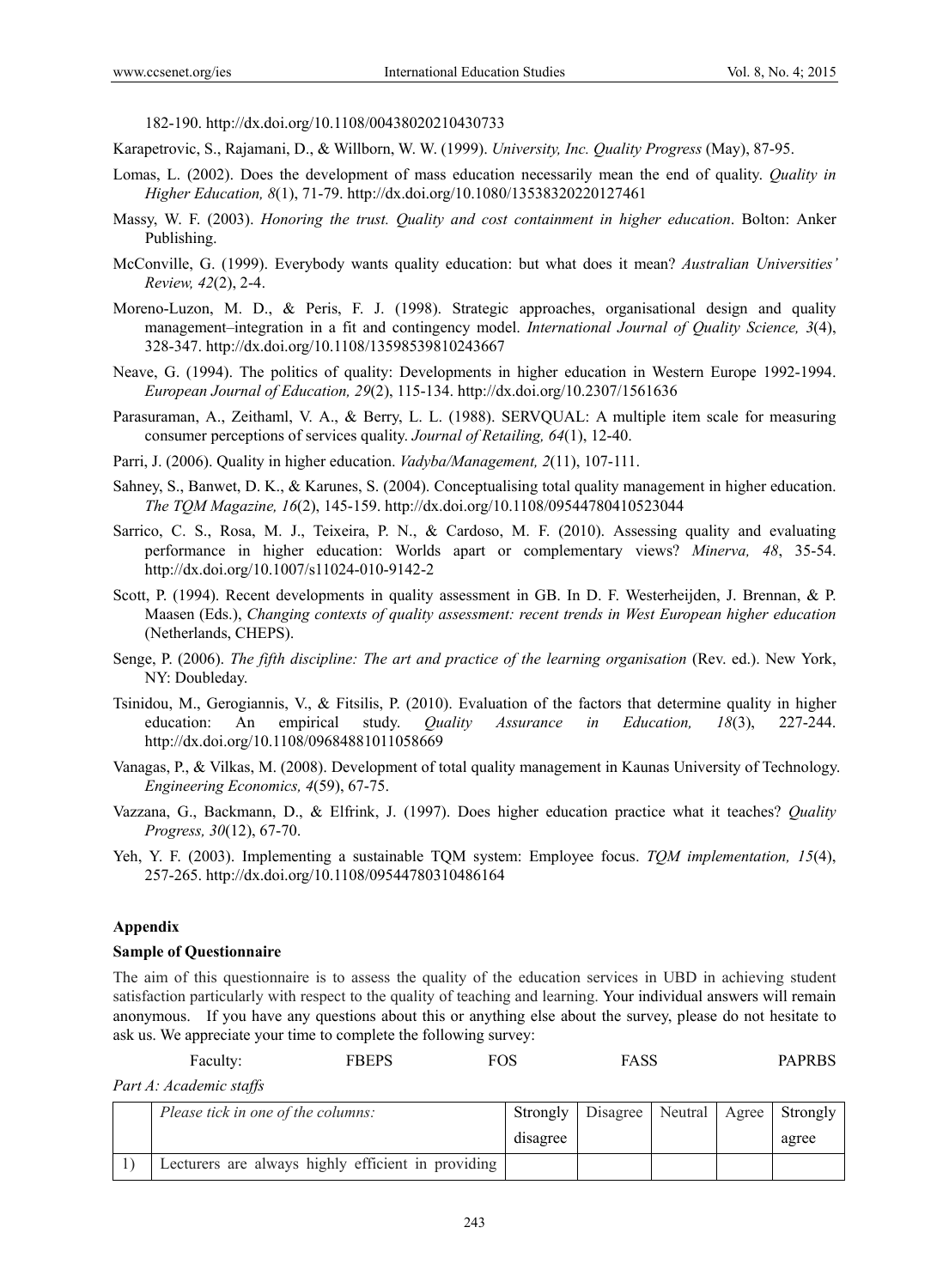182-190. http://dx.doi.org/10.1108/00438020210430733

Karapetrovic, S., Rajamani, D., & Willborn, W. W. (1999). *University, Inc. Quality Progress* (May), 87-95.

Lomas, L. (2002). Does the development of mass education necessarily mean the end of quality. *Quality in Higher Education, 8*(1), 71-79. http://dx.doi.org/10.1080/13538320220127461

Massy, W. F. (2003). *Honoring the trust. Quality and cost containment in higher education*. Bolton: Anker Publishing.

McConville, G. (1999). Everybody wants quality education: but what does it mean? *Australian Universities' Review, 42*(2), 2-4.

Moreno-Luzon, M. D., & Peris, F. J. (1998). Strategic approaches, organisational design and quality management–integration in a fit and contingency model. *International Journal of Quality Science, 3*(4), 328-347. http://dx.doi.org/10.1108/13598539810243667

Neave, G. (1994). The politics of quality: Developments in higher education in Western Europe 1992-1994. *European Journal of Education, 29*(2), 115-134. http://dx.doi.org/10.2307/1561636

Parasuraman, A., Zeithaml, V. A., & Berry, L. L. (1988). SERVQUAL: A multiple item scale for measuring consumer perceptions of services quality. *Journal of Retailing, 64*(1), 12-40.

Parri, J. (2006). Quality in higher education. *Vadyba/Management, 2*(11), 107-111.

Sahney, S., Banwet, D. K., & Karunes, S. (2004). Conceptualising total quality management in higher education. *The TQM Magazine, 16*(2), 145-159. http://dx.doi.org/10.1108/09544780410523044

Sarrico, C. S., Rosa, M. J., Teixeira, P. N., & Cardoso, M. F. (2010). Assessing quality and evaluating performance in higher education: Worlds apart or complementary views? *Minerva, 48*, 35-54. http://dx.doi.org/10.1007/s11024-010-9142-2

Scott, P. (1994). Recent developments in quality assessment in GB. In D. F. Westerheijden, J. Brennan, & P. Maasen (Eds.), *Changing contexts of quality assessment: recent trends in West European higher education* (Netherlands, CHEPS).

Senge, P. (2006). *The fifth discipline: The art and practice of the learning organisation* (Rev. ed.). New York, NY: Doubleday.

Tsinidou, M., Gerogiannis, V., & Fitsilis, P. (2010). Evaluation of the factors that determine quality in higher education: An empirical study. *Quality Assurance in Education, 18*(3), 227-244. http://dx.doi.org/10.1108/09684881011058669

Vanagas, P., & Vilkas, M. (2008). Development of total quality management in Kaunas University of Technology. *Engineering Economics, 4*(59), 67-75.

Vazzana, G., Backmann, D., & Elfrink, J. (1997). Does higher education practice what it teaches? *Quality Progress, 30*(12), 67-70.

Yeh, Y. F. (2003). Implementing a sustainable TQM system: Employee focus. *TQM implementation, 15*(4), 257-265. http://dx.doi.org/10.1108/09544780310486164

## Appendix

### Sample of Questionnaire

The aim of this questionnaire is to assess the quality of the education services in UBD in achieving student satisfaction particularly with respect to the quality of teaching and learning. Your individual answers will remain anonymous. If you have any questions about this or anything else about the survey, please do not hesitate to ask us. We appreciate your time to complete the following survey:

Faculty: FBEPS FOS FASS PAPRBS

*Part A: Academic staffs*

| | *Please tick in one of the columns:* | Strongly disagree | Disagree | Neutral | Agree | Strongly agree |
|---|---|---|---|---|---|---|
| 1) | Lecturers are always highly efficient in providing | | | | | |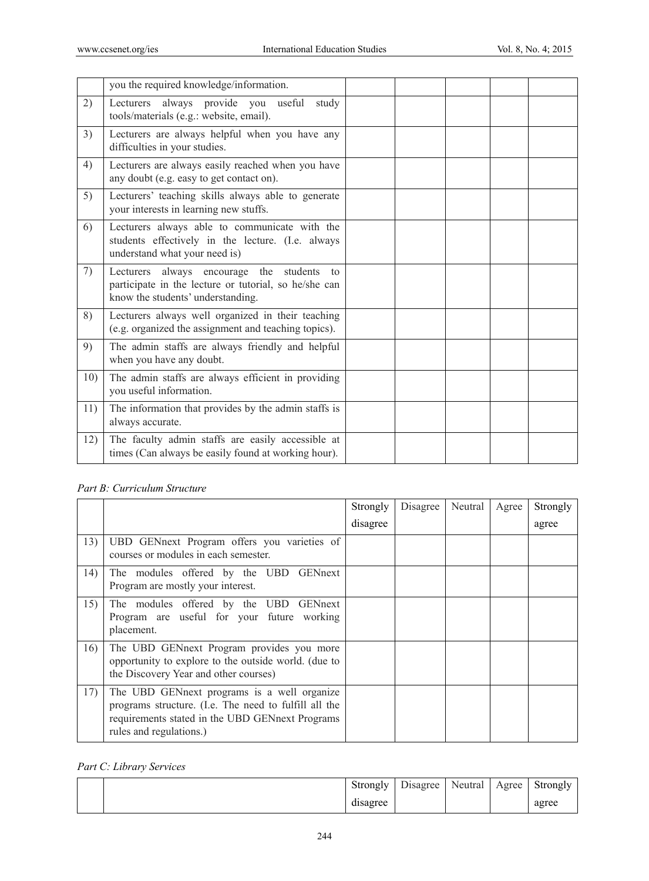|  |  |  |  |  |  |  |
| --- | --- | --- | --- | --- | --- | --- |
|  | you the required knowledge/information. |  |  |  |  |  |
| 2) | Lecturers always provide you useful study tools/materials (e.g.: website, email). |  |  |  |  |  |
| 3) | Lecturers are always helpful when you have any difficulties in your studies. |  |  |  |  |  |
| 4) | Lecturers are always easily reached when you have any doubt (e.g. easy to get contact on). |  |  |  |  |  |
| 5) | Lecturers' teaching skills always able to generate your interests in learning new stuffs. |  |  |  |  |  |
| 6) | Lecturers always able to communicate with the students effectively in the lecture. (I.e. always understand what your need is) |  |  |  |  |  |
| 7) | Lecturers always encourage the students to participate in the lecture or tutorial, so he/she can know the students' understanding. |  |  |  |  |  |
| 8) | Lecturers always well organized in their teaching (e.g. organized the assignment and teaching topics). |  |  |  |  |  |
| 9) | The admin staffs are always friendly and helpful when you have any doubt. |  |  |  |  |  |
| 10) | The admin staffs are always efficient in providing you useful information. |  |  |  |  |  |
| 11) | The information that provides by the admin staffs is always accurate. |  |  |  |  |  |
| 12) | The faculty admin staffs are easily accessible at times (Can always be easily found at working hour). |  |  |  |  |  |

*Part B: Curriculum Structure*

|  |  | Strongly disagree | Disagree | Neutral | Agree | Strongly agree |
| --- | --- | --- | --- | --- | --- | --- |
| 13) | UBD GENnext Program offers you varieties of courses or modules in each semester. |  |  |  |  |  |
| 14) | The modules offered by the UBD GENnext Program are mostly your interest. |  |  |  |  |  |
| 15) | The modules offered by the UBD GENnext Program are useful for your future working placement. |  |  |  |  |  |
| 16) | The UBD GENnext Program provides you more opportunity to explore to the outside world. (due to the Discovery Year and other courses) |  |  |  |  |  |
| 17) | The UBD GENnext programs is a well organize programs structure. (I.e. The need to fulfill all the requirements stated in the UBD GENnext Programs rules and regulations.) |  |  |  |  |  |

*Part C: Library Services*

|  |  | Strongly disagree | Disagree | Neutral | Agree | Strongly agree |
| --- | --- | --- | --- | --- | --- | --- |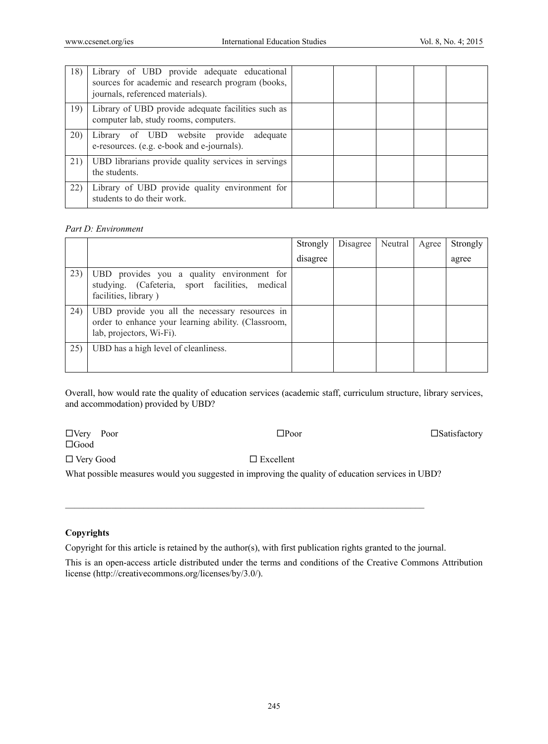| | | | | | | |
|---|---|---|---|---|---|---|
| 18) | Library of UBD provide adequate educational sources for academic and research program (books, journals, referenced materials). | | | | | |
| 19) | Library of UBD provide adequate facilities such as computer lab, study rooms, computers. | | | | | |
| 20) | Library of UBD website provide adequate e-resources. (e.g. e-book and e-journals). | | | | | |
| 21) | UBD librarians provide quality services in servings the students. | | | | | |
| 22) | Library of UBD provide quality environment for students to do their work. | | | | | |

*Part D: Environment*

| | | Strongly disagree | Disagree | Neutral | Agree | Strongly agree |
|---|---|---|---|---|---|---|
| 23) | UBD provides you a quality environment for studying. (Cafeteria, sport facilities, medical facilities, library ) | | | | | |
| 24) | UBD provide you all the necessary resources in order to enhance your learning ability. (Classroom, lab, projectors, Wi-Fi). | | | | | |
| 25) | UBD has a high level of cleanliness. | | | | | |

Overall, how would rate the quality of education services (academic staff, curriculum structure, library services, and accommodation) provided by UBD?

☐Very Poor ☐Poor ☐Satisfactory ☐Good

☐ Very Good ☐ Excellent

What possible measures would you suggested in improving the quality of education services in UBD?

______________________________________________________________________________

**Copyrights**

Copyright for this article is retained by the author(s), with first publication rights granted to the journal.

This is an open-access article distributed under the terms and conditions of the Creative Commons Attribution license (http://creativecommons.org/licenses/by/3.0/).